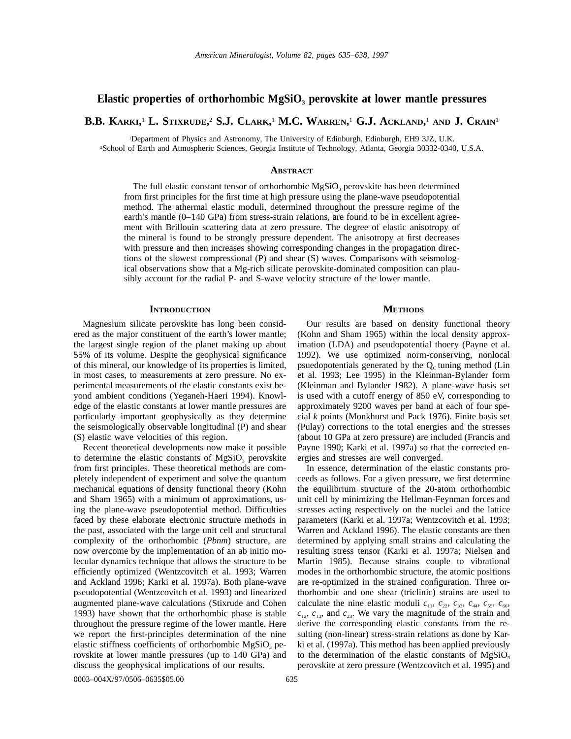# Elastic properties of orthorhombic $MgSiO_3$ perovskite at lower mantle pressures

**B.B. Karki,[1] L. Stixrude,[2] S.J. Clark,[1] M.C. Warren,[1] G.J. Ackland,[1] and J. Crain[1]**

[1]Department of Physics and Astronomy, The University of Edinburgh, Edinburgh, EH9 3JZ, U.K.
[2]School of Earth and Atmospheric Sciences, Georgia Institute of Technology, Atlanta, Georgia 30332-0340, U.S.A.

## Abstract

The full elastic constant tensor of orthorhombic $MgSiO_3$ perovskite has been determined from first principles for the first time at high pressure using the plane-wave pseudopotential method. The athermal elastic moduli, determined throughout the pressure regime of the earth's mantle (0–140 GPa) from stress-strain relations, are found to be in excellent agreement with Brillouin scattering data at zero pressure. The degree of elastic anisotropy of the mineral is found to be strongly pressure dependent. The anisotropy at first decreases with pressure and then increases showing corresponding changes in the propagation directions of the slowest compressional (P) and shear (S) waves. Comparisons with seismological observations show that a Mg-rich silicate perovskite-dominated composition can plausibly account for the radial P- and S-wave velocity structure of the lower mantle.

## Introduction

Magnesium silicate perovskite has long been considered as the major constituent of the earth's lower mantle; the largest single region of the planet making up about 55% of its volume. Despite the geophysical significance of this mineral, our knowledge of its properties is limited, in most cases, to measurements at zero pressure. No experimental measurements of the elastic constants exist beyond ambient conditions (Yeganeh-Haeri 1994). Knowledge of the elastic constants at lower mantle pressures are particularly important geophysically as they determine the seismologically observable longitudinal (P) and shear (S) elastic wave velocities of this region.

Recent theoretical developments now make it possible to determine the elastic constants of $MgSiO_3$ perovskite from first principles. These theoretical methods are completely independent of experiment and solve the quantum mechanical equations of density functional theory (Kohn and Sham 1965) with a minimum of approximations, using the plane-wave pseudopotential method. Difficulties faced by these elaborate electronic structure methods in the past, associated with the large unit cell and structural complexity of the orthorhombic (*Pbnm*) structure, are now overcome by the implementation of an ab initio molecular dynamics technique that allows the structure to be efficiently optimized (Wentzcovitch et al. 1993; Warren and Ackland 1996; Karki et al. 1997a). Both plane-wave pseudopotential (Wentzcovitch et al. 1993) and linearized augmented plane-wave calculations (Stixrude and Cohen 1993) have shown that the orthorhombic phase is stable throughout the pressure regime of the lower mantle. Here we report the first-principles determination of the nine elastic stiffness coefficients of orthorhombic $MgSiO_3$ perovskite at lower mantle pressures (up to 140 GPa) and discuss the geophysical implications of our results.

## Methods

Our results are based on density functional theory (Kohn and Sham 1965) within the local density approximation (LDA) and pseudopotential thoery (Payne et al. 1992). We use optimized norm-conserving, nonlocal psuedopotentials generated by the $Q_C$ tuning method (Lin et al. 1993; Lee 1995) in the Kleinman-Bylander form (Kleinman and Bylander 1982). A plane-wave basis set is used with a cutoff energy of 850 eV, corresponding to approximately 9200 waves per band at each of four special *k* points (Monkhurst and Pack 1976). Finite basis set (Pulay) corrections to the total energies and the stresses (about 10 GPa at zero pressure) are included (Francis and Payne 1990; Karki et al. 1997a) so that the corrected energies and stresses are well converged.

In essence, determination of the elastic constants proceeds as follows. For a given pressure, we first determine the equilibrium structure of the 20-atom orthorhombic unit cell by minimizing the Hellman-Feynman forces and stresses acting respectively on the nuclei and the lattice parameters (Karki et al. 1997a; Wentzcovitch et al. 1993; Warren and Ackland 1996). The elastic constants are then determined by applying small strains and calculating the resulting stress tensor (Karki et al. 1997a; Nielsen and Martin 1985). Because strains couple to vibrational modes in the orthorhombic structure, the atomic positions are re-optimized in the strained configuration. Three orthorhombic and one shear (triclinic) strains are used to calculate the nine elastic moduli $c_{11}$, $c_{22}$, $c_{33}$, $c_{44}$, $c_{55}$, $c_{66}$, $c_{12}$, $c_{13}$, and $c_{23}$. We vary the magnitude of the strain and derive the corresponding elastic constants from the resulting (non-linear) stress-strain relations as done by Karki et al. (1997a). This method has been applied previously to the determination of the elastic constants of $MgSiO_3$ perovskite at zero pressure (Wentzcovitch et al. 1995) and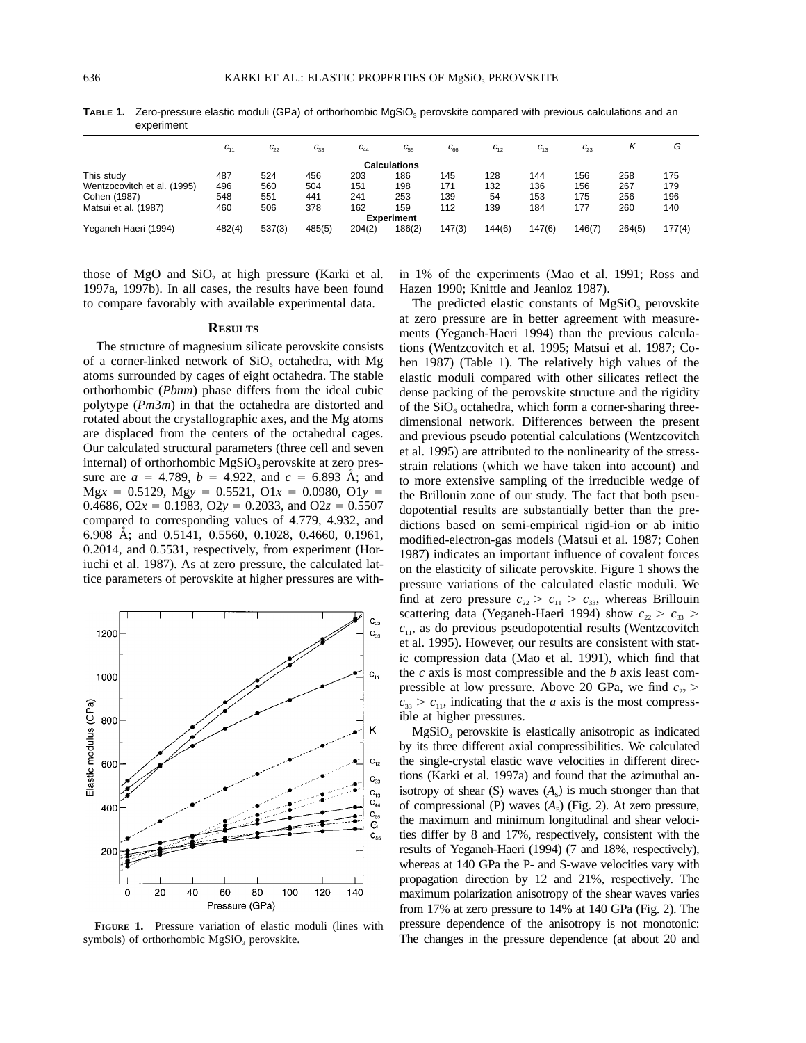**TABLE 1.** Zero-pressure elastic moduli (GPa) of orthorhombic $MgSiO_3$ perovskite compared with previous calculations and an experiment

| | $c_{11}$ | $c_{22}$ | $c_{33}$ | $c_{44}$ | $c_{55}$ | $c_{66}$ | $c_{12}$ | $c_{13}$ | $c_{23}$ | $K$ | $G$ |
|---|---|---|---|---|---|---|---|---|---|---|---|
| **Calculations** | | | | | | | | | | | |
| This study | 487 | 524 | 456 | 203 | 186 | 145 | 128 | 144 | 156 | 258 | 175 |
| Wentzcovitch et al. (1995) | 496 | 560 | 504 | 151 | 198 | 171 | 132 | 136 | 156 | 267 | 179 |
| Cohen (1987) | 548 | 551 | 441 | 241 | 253 | 139 | 54 | 153 | 175 | 256 | 196 |
| Matsui et al. (1987) | 460 | 506 | 378 | 162 | 159 | 112 | 139 | 184 | 177 | 260 | 140 |
| **Experiment** | | | | | | | | | | | |
| Yeganeh-Haeri (1994) | 482(4) | 537(3) | 485(5) | 204(2) | 186(2) | 147(3) | 144(6) | 147(6) | 146(7) | 264(5) | 177(4) |

those of MgO and $SiO_2$ at high pressure (Karki et al. 1997a, 1997b). In all cases, the results have been found to compare favorably with available experimental data.

## RESULTS

The structure of magnesium silicate perovskite consists of a corner-linked network of $SiO_6$ octahedra, with Mg atoms surrounded by cages of eight octahedra. The stable orthorhombic (*Pbnm*) phase differs from the ideal cubic polytype (*Pm*3*m*) in that the octahedra are distorted and rotated about the crystallographic axes, and the Mg atoms are displaced from the centers of the octahedral cages. Our calculated structural parameters (three cell and seven internal) of orthorhombic $MgSiO_3$ perovskite at zero pressure are $a = 4.789$, $b = 4.922$, and $c = 6.893$ Å; and Mg$x$ = 0.5129, Mg$y$ = 0.5521, O1$x$ = 0.0980, O1$y$ = 0.4686, O2$x$ = 0.1983, O2$y$ = 0.2033, and O2$z$ = 0.5507 compared to corresponding values of 4.779, 4.932, and 6.908 Å; and 0.5141, 0.5560, 0.1028, 0.4660, 0.1961, 0.2014, and 0.5531, respectively, from experiment (Horiuchi et al. 1987). As at zero pressure, the calculated lattice parameters of perovskite at higher pressures are within 1% of the experiments (Mao et al. 1991; Ross and Hazen 1990; Knittle and Jeanloz 1987).

**FIGURE 1.** Pressure variation of elastic moduli (lines with symbols) of orthorhombic $MgSiO_3$ perovskite.

The predicted elastic constants of $MgSiO_3$ perovskite at zero pressure are in better agreement with measurements (Yeganeh-Haeri 1994) than the previous calculations (Wentzcovitch et al. 1995; Matsui et al. 1987; Cohen 1987) (Table 1). The relatively high values of the elastic moduli compared with other silicates reflect the dense packing of the perovskite structure and the rigidity of the $SiO_6$ octahedra, which form a corner-sharing three-dimensional network. Differences between the present and previous pseudo potential calculations (Wentzcovitch et al. 1995) are attributed to the nonlinearity of the stress-strain relations (which we have taken into account) and to more extensive sampling of the irreducible wedge of the Brillouin zone of our study. The fact that both pseudopotential results are substantially better than the predictions based on semi-empirical rigid-ion or ab initio modified-electron-gas models (Matsui et al. 1987; Cohen 1987) indicates an important influence of covalent forces on the elasticity of silicate perovskite. Figure 1 shows the pressure variations of the calculated elastic moduli. We find at zero pressure $c_{22} > c_{11} > c_{33}$, whereas Brillouin scattering data (Yeganeh-Haeri 1994) show $c_{22} > c_{33} > c_{11}$, as do previous pseudopotential results (Wentzcovitch et al. 1995). However, our results are consistent with static compression data (Mao et al. 1991), which find that the *c* axis is most compressible and the *b* axis least compressible at low pressure. Above 20 GPa, we find $c_{22} > c_{33} > c_{11}$, indicating that the *a* axis is the most compressible at higher pressures.

$MgSiO_3$ perovskite is elastically anisotropic as indicated by its three different axial compressibilities. We calculated the single-crystal elastic wave velocities in different directions (Karki et al. 1997a) and found that the azimuthal anisotropy of shear (S) waves ($A_S$) is much stronger than that of compressional (P) waves ($A_P$) (Fig. 2). At zero pressure, the maximum and minimum longitudinal and shear velocities differ by 8 and 17%, respectively, consistent with the results of Yeganeh-Haeri (1994) (7 and 18%, respectively), whereas at 140 GPa the P- and S-wave velocities vary with propagation direction by 12 and 21%, respectively. The maximum polarization anisotropy of the shear waves varies from 17% at zero pressure to 14% at 140 GPa (Fig. 2). The pressure dependence of the anisotropy is not monotonic: The changes in the pressure dependence (at about 20 and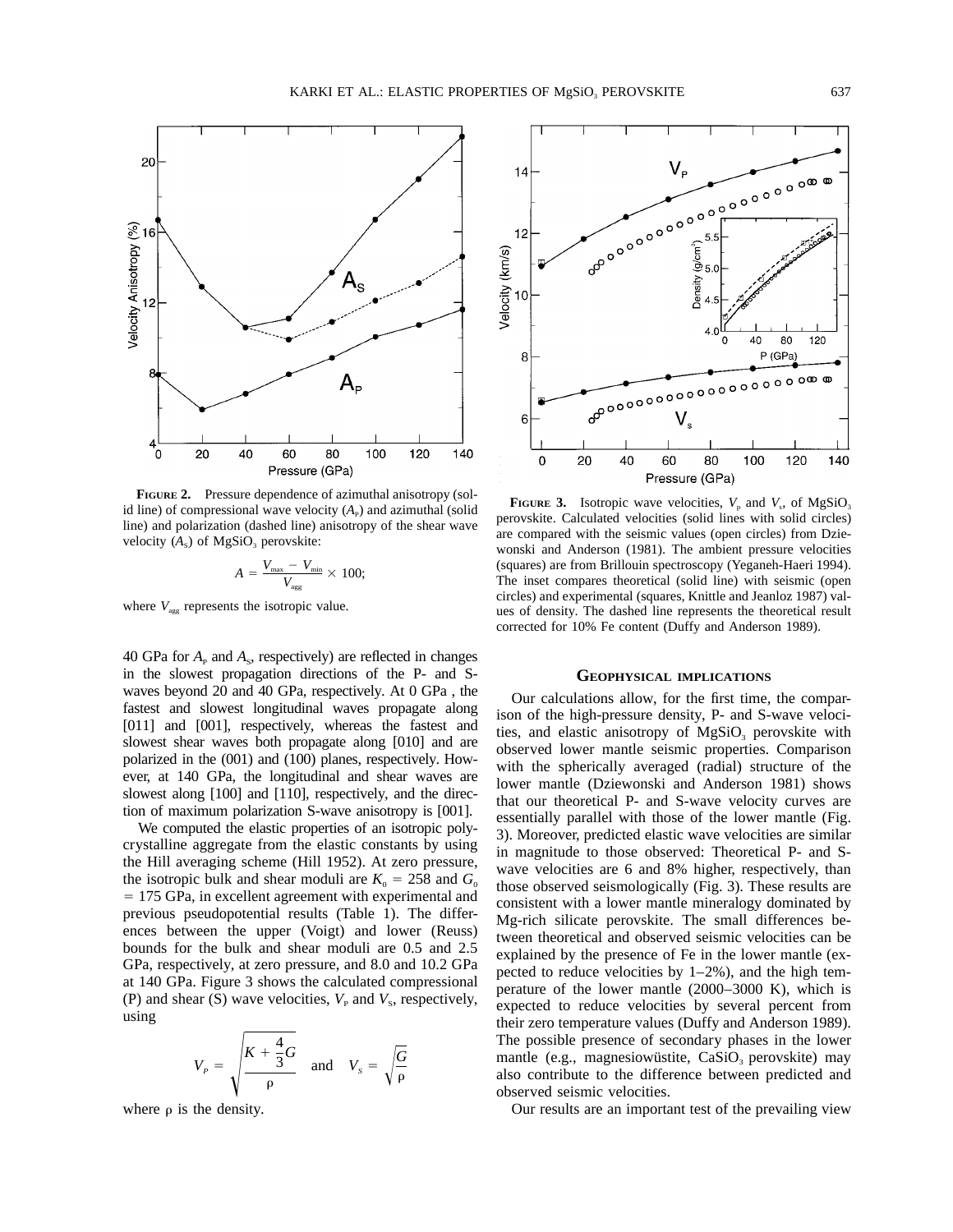**FIGURE 2.** Pressure dependence of azimuthal anisotropy (solid line) of compressional wave velocity ($A_P$) and azimuthal (solid line) and polarization (dashed line) anisotropy of the shear wave velocity ($A_S$) of $MgSiO_3$ perovskite:

$$A = \frac{V_{max} - V_{min}}{V_{agg}} \times 100;$$

where $V_{agg}$ represents the isotropic value.

40 GPa for $A_P$ and $A_S$, respectively) are reflected in changes in the slowest propagation directions of the P- and S-waves beyond 20 and 40 GPa, respectively. At 0 GPa , the fastest and slowest longitudinal waves propagate along [011] and [001], respectively, whereas the fastest and slowest shear waves both propagate along [010] and are polarized in the (001) and (100) planes, respectively. However, at 140 GPa, the longitudinal and shear waves are slowest along [100] and [110], respectively, and the direction of maximum polarization S-wave anisotropy is [001].

We computed the elastic properties of an isotropic polycrystalline aggregate from the elastic constants by using the Hill averaging scheme (Hill 1952). At zero pressure, the isotropic bulk and shear moduli are $K_0 = 258$ and $G_0 = 175$ GPa, in excellent agreement with experimental and previous pseudopotential results (Table 1). The differences between the upper (Voigt) and lower (Reuss) bounds for the bulk and shear moduli are 0.5 and 2.5 GPa, respectively, at zero pressure, and 8.0 and 10.2 GPa at 140 GPa. Figure 3 shows the calculated compressional (P) and shear (S) wave velocities, $V_P$ and $V_S$, respectively, using

$$V_P = \sqrt{\frac{K + \frac{4}{3}G}{\rho}} \quad \text{and} \quad V_S = \sqrt{\frac{G}{\rho}}$$

where $\rho$ is the density.

**FIGURE 3.** Isotropic wave velocities, $V_p$ and $V_s$, of $MgSiO_3$ perovskite. Calculated velocities (solid lines with solid circles) are compared with the seismic values (open circles) from Dziewonski and Anderson (1981). The ambient pressure velocities (squares) are from Brillouin spectroscopy (Yeganeh-Haeri 1994). The inset compares theoretical (solid line) with seismic (open circles) and experimental (squares, Knittle and Jeanloz 1987) values of density. The dashed line represents the theoretical result corrected for 10% Fe content (Duffy and Anderson 1989).

## GEOPHYSICAL IMPLICATIONS

Our calculations allow, for the first time, the comparison of the high-pressure density, P- and S-wave velocities, and elastic anisotropy of $MgSiO_3$ perovskite with observed lower mantle seismic properties. Comparison with the spherically averaged (radial) structure of the lower mantle (Dziewonski and Anderson 1981) shows that our theoretical P- and S-wave velocity curves are essentially parallel with those of the lower mantle (Fig. 3). Moreover, predicted elastic wave velocities are similar in magnitude to those observed: Theoretical P- and S-wave velocities are 6 and 8% higher, respectively, than those observed seismologically (Fig. 3). These results are consistent with a lower mantle mineralogy dominated by Mg-rich silicate perovskite. The small differences between theoretical and observed seismic velocities can be explained by the presence of Fe in the lower mantle (expected to reduce velocities by 1–2%), and the high temperature of the lower mantle (2000–3000 K), which is expected to reduce velocities by several percent from their zero temperature values (Duffy and Anderson 1989). The possible presence of secondary phases in the lower mantle (e.g., magnesiowüstite, $CaSiO_3$ perovskite) may also contribute to the difference between predicted and observed seismic velocities.

Our results are an important test of the prevailing view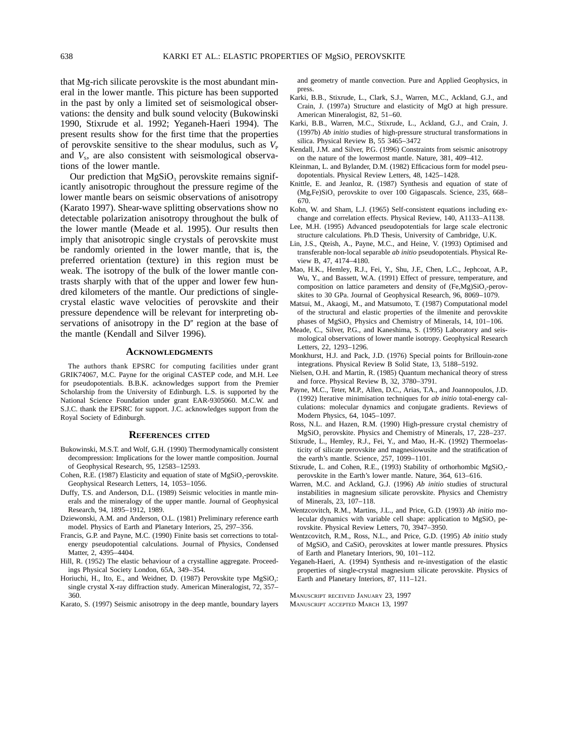that Mg-rich silicate perovskite is the most abundant mineral in the lower mantle. This picture has been supported in the past by only a limited set of seismological observations: the density and bulk sound velocity (Bukowinski 1990, Stixrude et al. 1992; Yeganeh-Haeri 1994). The present results show for the first time that the properties of perovskite sensitive to the shear modulus, such as $V_P$ and $V_S$, are also consistent with seismological observations of the lower mantle.

Our prediction that $MgSiO_3$ perovskite remains significantly anisotropic throughout the pressure regime of the lower mantle bears on seismic observations of anisotropy (Karato 1997). Shear-wave splitting observations show no detectable polarization anisotropy throughout the bulk of the lower mantle (Meade et al. 1995). Our results then imply that anisotropic single crystals of perovskite must be randomly oriented in the lower mantle, that is, the preferred orientation (texture) in this region must be weak. The isotropy of the bulk of the lower mantle contrasts sharply with that of the upper and lower few hundred kilometers of the mantle. Our predictions of single-crystal elastic wave velocities of perovskite and their pressure dependence will be relevant for interpreting observations of anisotropy in the D″ region at the base of the mantle (Kendall and Silver 1996).

## Acknowledgments

The authors thank EPSRC for computing facilities under grant GRIK74067, M.C. Payne for the original CASTEP code, and M.H. Lee for pseudopotentials. B.B.K. acknowledges support from the Premier Scholarship from the University of Edinburgh. L.S. is supported by the National Science Foundation under grant EAR-9305060. M.C.W. and S.J.C. thank the EPSRC for support. J.C. acknowledges support from the Royal Society of Edinburgh.

## References cited

Bukowinski, M.S.T. and Wolf, G.H. (1990) Thermodynamically consistent decompression: Implications for the lower mantle composition. Journal of Geophysical Research, 95, 12583–12593.

Cohen, R.E. (1987) Elasticity and equation of state of $MgSiO_3$-perovskite. Geophysical Research Letters, 14, 1053–1056.

Duffy, T.S. and Anderson, D.L. (1989) Seismic velocities in mantle minerals and the mineralogy of the upper mantle. Journal of Geophysical Research, 94, 1895–1912, 1989.

Dziewonski, A.M. and Anderson, O.L. (1981) Preliminary reference earth model. Physics of Earth and Planetary Interiors, 25, 297–356.

Francis, G.P. and Payne, M.C. (1990) Finite basis set corrections to total-energy pseudopotential calculations. Journal of Physics, Condensed Matter, 2, 4395–4404.

Hill, R. (1952) The elastic behaviour of a crystalline aggregate. Proceedings Physical Society London, 65A, 349–354.

Horiuchi, H., Ito, E., and Weidner, D. (1987) Perovskite type $MgSiO_3$: single crystal X-ray diffraction study. American Mineralogist, 72, 357–360.

Karato, S. (1997) Seismic anisotropy in the deep mantle, boundary layers and geometry of mantle convection. Pure and Applied Geophysics, in press.

Karki, B.B., Stixrude, L., Clark, S.J., Warren, M.C., Ackland, G.J., and Crain, J. (1997a) Structure and elasticity of MgO at high pressure. American Mineralogist, 82, 51–60.

Karki, B.B., Warren, M.C., Stixrude, L., Ackland, G.J., and Crain, J. (1997b) *Ab initio* studies of high-pressure structural transformations in silica. Physical Review B, 55 3465–3472

Kendall, J.M. and Silver, P.G. (1996) Constraints from seismic anisotropy on the nature of the lowermost mantle. Nature, 381, 409–412.

Kleinman, L. and Bylander, D.M. (1982) Efficacious form for model pseudopotentials. Physical Review Letters, 48, 1425–1428.

Knittle, E. and Jeanloz, R. (1987) Synthesis and equation of state of $(Mg,Fe)SiO_3$ perovskite to over 100 Gigapascals. Science, 235, 668–670.

Kohn, W. and Sham, L.J. (1965) Self-consistent equations including exchange and correlation effects. Physical Review, 140, A1133–A1138.

Lee, M.H. (1995) Advanced pseudopotentials for large scale electronic structure calculations. Ph.D Thesis, University of Cambridge, U.K.

Lin, J.S., Qteish, A., Payne, M.C., and Heine, V. (1993) Optimised and transferable non-local separable *ab initio* pseudopotentials. Physical Review B, 47, 4174–4180.

Mao, H.K., Hemley, R.J., Fei, Y., Shu, J.F., Chen, L.C., Jephcoat, A.P., Wu, Y., and Bassett, W.A. (1991) Effect of pressure, temperature, and composition on lattice parameters and density of $(Fe,Mg)SiO_3$-perovskites to 30 GPa. Journal of Geophysical Research, 96, 8069–1079.

Matsui, M., Akaogi, M., and Matsumoto, T. (1987) Computational model of the structural and elastic properties of the ilmenite and perovskite phases of $MgSiO_3$. Physics and Chemistry of Minerals, 14, 101–106.

Meade, C., Silver, P.G., and Kaneshima, S. (1995) Laboratory and seismological observations of lower mantle isotropy. Geophysical Research Letters, 22, 1293–1296.

Monkhurst, H.J. and Pack, J.D. (1976) Special points for Brillouin-zone integrations. Physical Review B Solid State, 13, 5188–5192.

Nielsen, O.H. and Martin, R. (1985) Quantum mechanical theory of stress and force. Physical Review B, 32, 3780–3791.

Payne, M.C., Teter, M.P., Allen, D.C., Arias, T.A., and Joannopoulos, J.D. (1992) Iterative minimisation techniques for *ab initio* total-energy calculations: molecular dynamics and conjugate gradients. Reviews of Modern Physics, 64, 1045–1097.

Ross, N.L. and Hazen, R.M. (1990) High-pressure crystal chemistry of $MgSiO_3$ perovskite. Physics and Chemistry of Minerals, 17, 228–237.

Stixrude, L., Hemley, R.J., Fei, Y., and Mao, H.-K. (1992) Thermoelasticity of silicate perovskite and magnesiowusite and the stratification of the earth's mantle. Science, 257, 1099–1101.

Stixrude, L. and Cohen, R.E., (1993) Stability of orthorhombic $MgSiO_3$-perovskite in the Earth's lower mantle. Nature, 364, 613–616.

Warren, M.C. and Ackland, G.J. (1996) *Ab initio* studies of structural instabilities in magnesium silicate perovskite. Physics and Chemistry of Minerals, 23, 107–118.

Wentzcovitch, R.M., Martins, J.L., and Price, G.D. (1993) *Ab initio* molecular dynamics with variable cell shape: application to $MgSiO_3$ perovskite. Physical Review Letters, 70, 3947–3950.

Wentzcovitch, R.M., Ross, N.L., and Price, G.D. (1995) *Ab initio* study of $MgSiO_3$ and $CaSiO_3$ perovskites at lower mantle pressures. Physics of Earth and Planetary Interiors, 90, 101–112.

Yeganeh-Haeri, A. (1994) Synthesis and re-investigation of the elastic properties of single-crystal magnesium silicate perovskite. Physics of Earth and Planetary Interiors, 87, 111–121.

Manuscript received January 23, 1997
Manuscript accepted March 13, 1997